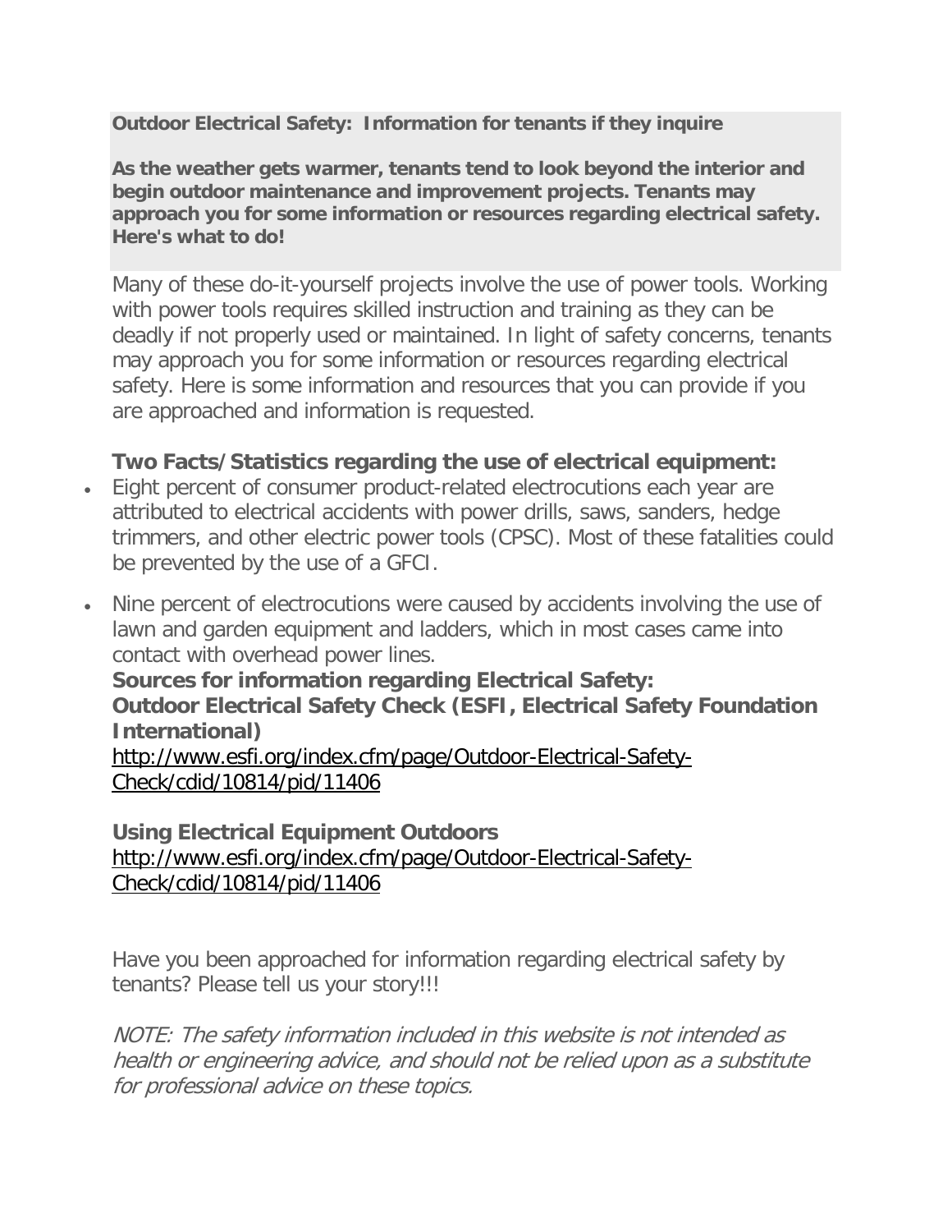**Outdoor Electrical Safety: Information for tenants if they inquire**

**As the weather gets warmer, tenants tend to look beyond the interior and begin outdoor maintenance and improvement projects. Tenants may approach you for some information or resources regarding electrical safety. Here's what to do!**

Many of these do-it-yourself projects involve the use of power tools. Working with power tools requires skilled instruction and training as they can be deadly if not properly used or maintained. In light of safety concerns, tenants may approach you for some information or resources regarding electrical safety. Here is some information and resources that you can provide if you are approached and information is requested.

**Two Facts/Statistics regarding the use of electrical equipment:**

- Eight percent of consumer product-related electrocutions each year are attributed to electrical accidents with power drills, saws, sanders, hedge trimmers, and other electric power tools (CPSC). Most of these fatalities could be prevented by the use of a GFCI.
- Nine percent of electrocutions were caused by accidents involving the use of lawn and garden equipment and ladders, which in most cases came into contact with overhead power lines.

**Sources for information regarding Electrical Safety:**

**Outdoor Electrical Safety Check (ESFI, Electrical Safety Foundation International)**

[http://www.esfi.org/index.cfm/page/Outdoor-Electrical-Safety-Check/cdid/10814/pid/11406](http://www.esfi.org/index.cfm/page/Outdoor-Electrical-Safety-Check/cdid/10814/pid/11406)

**Using Electrical Equipment Outdoors**

[http://www.esfi.org/index.cfm/page/Outdoor-Electrical-Safety-Check/cdid/10814/pid/11406](http://www.esfi.org/index.cfm/page/Outdoor-Electrical-Safety-Check/cdid/10814/pid/11406)

Have you been approached for information regarding electrical safety by tenants? Please tell us your story!!!

*NOTE: The safety information included in this website is not intended as health or engineering advice, and should not be relied upon as a substitute for professional advice on these topics.*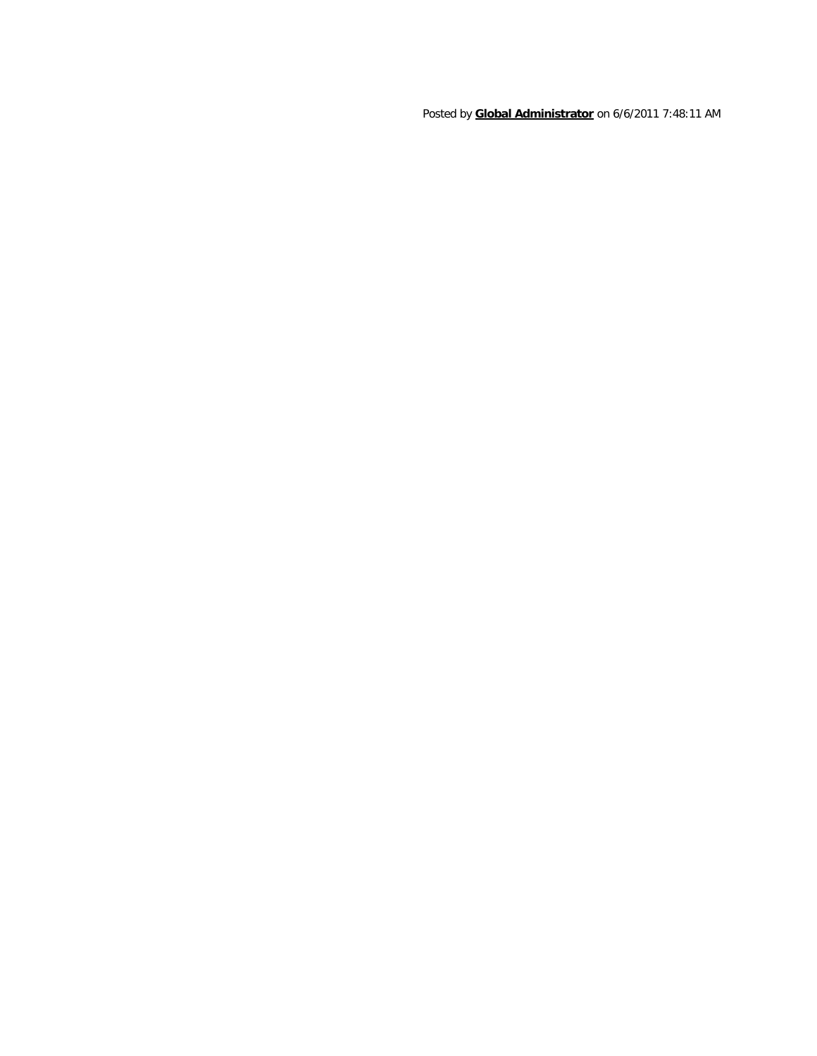Posted by **Global Administrator** on 6/6/2011 7:48:11 AM